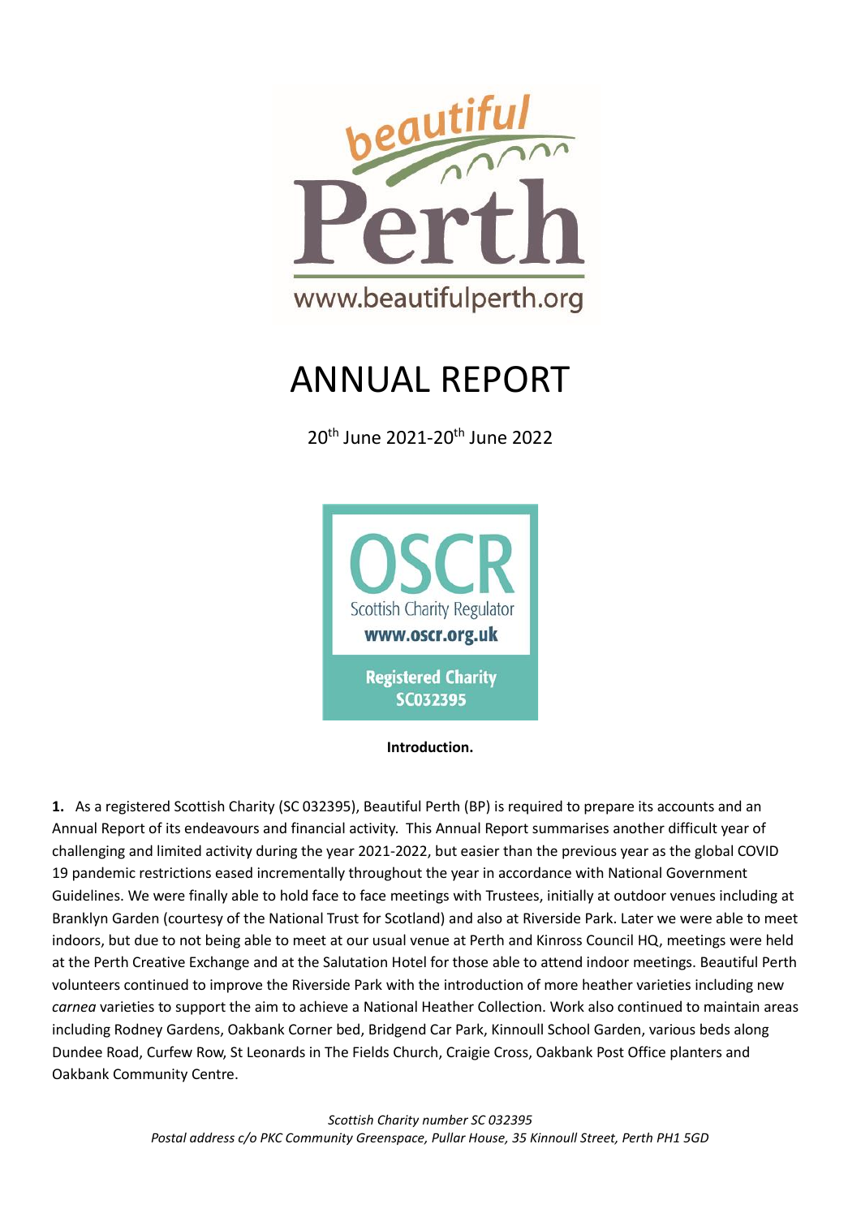beautiful Perth

www.beautifulperth.org

# ANNUAL REPORT

20th June 2021-20th June 2022

OSCR
Scottish Charity Regulator
www.oscr.org.uk

Registered Charity
SC032395

**Introduction.**

**1.** As a registered Scottish Charity (SC 032395), Beautiful Perth (BP) is required to prepare its accounts and an Annual Report of its endeavours and financial activity. This Annual Report summarises another difficult year of challenging and limited activity during the year 2021-2022, but easier than the previous year as the global COVID 19 pandemic restrictions eased incrementally throughout the year in accordance with National Government Guidelines. We were finally able to hold face to face meetings with Trustees, initially at outdoor venues including at Branklyn Garden (courtesy of the National Trust for Scotland) and also at Riverside Park. Later we were able to meet indoors, but due to not being able to meet at our usual venue at Perth and Kinross Council HQ, meetings were held at the Perth Creative Exchange and at the Salutation Hotel for those able to attend indoor meetings. Beautiful Perth volunteers continued to improve the Riverside Park with the introduction of more heather varieties including new *carnea* varieties to support the aim to achieve a National Heather Collection. Work also continued to maintain areas including Rodney Gardens, Oakbank Corner bed, Bridgend Car Park, Kinnoull School Garden, various beds along Dundee Road, Curfew Row, St Leonards in The Fields Church, Craigie Cross, Oakbank Post Office planters and Oakbank Community Centre.

*Scottish Charity number SC 032395*
*Postal address c/o PKC Community Greenspace, Pullar House, 35 Kinnoull Street, Perth PH1 5GD*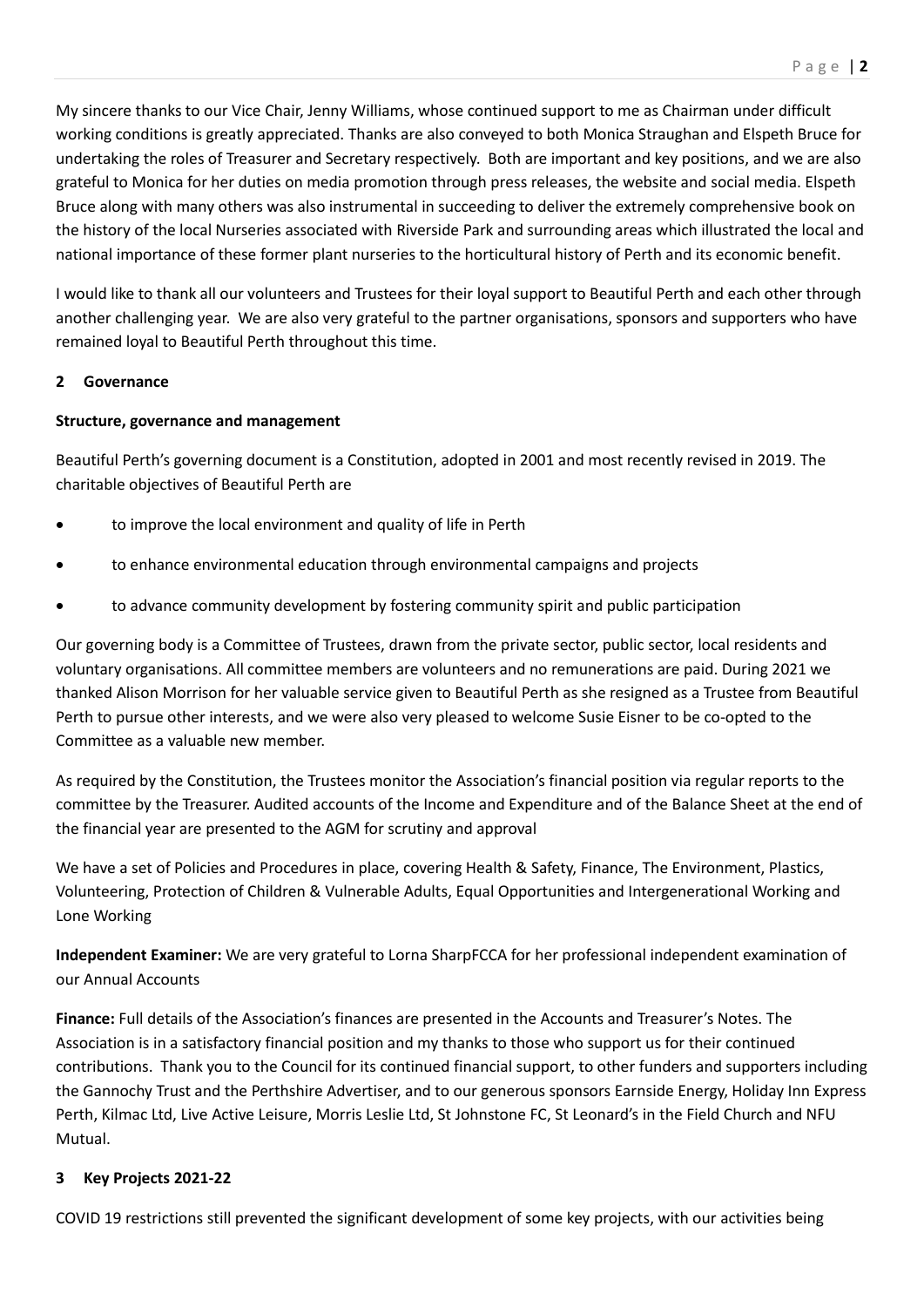My sincere thanks to our Vice Chair, Jenny Williams, whose continued support to me as Chairman under difficult working conditions is greatly appreciated. Thanks are also conveyed to both Monica Straughan and Elspeth Bruce for undertaking the roles of Treasurer and Secretary respectively. Both are important and key positions, and we are also grateful to Monica for her duties on media promotion through press releases, the website and social media. Elspeth Bruce along with many others was also instrumental in succeeding to deliver the extremely comprehensive book on the history of the local Nurseries associated with Riverside Park and surrounding areas which illustrated the local and national importance of these former plant nurseries to the horticultural history of Perth and its economic benefit.

I would like to thank all our volunteers and Trustees for their loyal support to Beautiful Perth and each other through another challenging year. We are also very grateful to the partner organisations, sponsors and supporters who have remained loyal to Beautiful Perth throughout this time.

## 2 Governance

### Structure, governance and management

Beautiful Perth's governing document is a Constitution, adopted in 2001 and most recently revised in 2019. The charitable objectives of Beautiful Perth are

- to improve the local environment and quality of life in Perth
- to enhance environmental education through environmental campaigns and projects
- to advance community development by fostering community spirit and public participation

Our governing body is a Committee of Trustees, drawn from the private sector, public sector, local residents and voluntary organisations. All committee members are volunteers and no remunerations are paid. During 2021 we thanked Alison Morrison for her valuable service given to Beautiful Perth as she resigned as a Trustee from Beautiful Perth to pursue other interests, and we were also very pleased to welcome Susie Eisner to be co-opted to the Committee as a valuable new member.

As required by the Constitution, the Trustees monitor the Association's financial position via regular reports to the committee by the Treasurer. Audited accounts of the Income and Expenditure and of the Balance Sheet at the end of the financial year are presented to the AGM for scrutiny and approval

We have a set of Policies and Procedures in place, covering Health & Safety, Finance, The Environment, Plastics, Volunteering, Protection of Children & Vulnerable Adults, Equal Opportunities and Intergenerational Working and Lone Working

**Independent Examiner:** We are very grateful to Lorna SharpFCCA for her professional independent examination of our Annual Accounts

**Finance:** Full details of the Association's finances are presented in the Accounts and Treasurer's Notes. The Association is in a satisfactory financial position and my thanks to those who support us for their continued contributions. Thank you to the Council for its continued financial support, to other funders and supporters including the Gannochy Trust and the Perthshire Advertiser, and to our generous sponsors Earnside Energy, Holiday Inn Express Perth, Kilmac Ltd, Live Active Leisure, Morris Leslie Ltd, St Johnstone FC, St Leonard's in the Field Church and NFU Mutual.

## 3 Key Projects 2021-22

COVID 19 restrictions still prevented the significant development of some key projects, with our activities being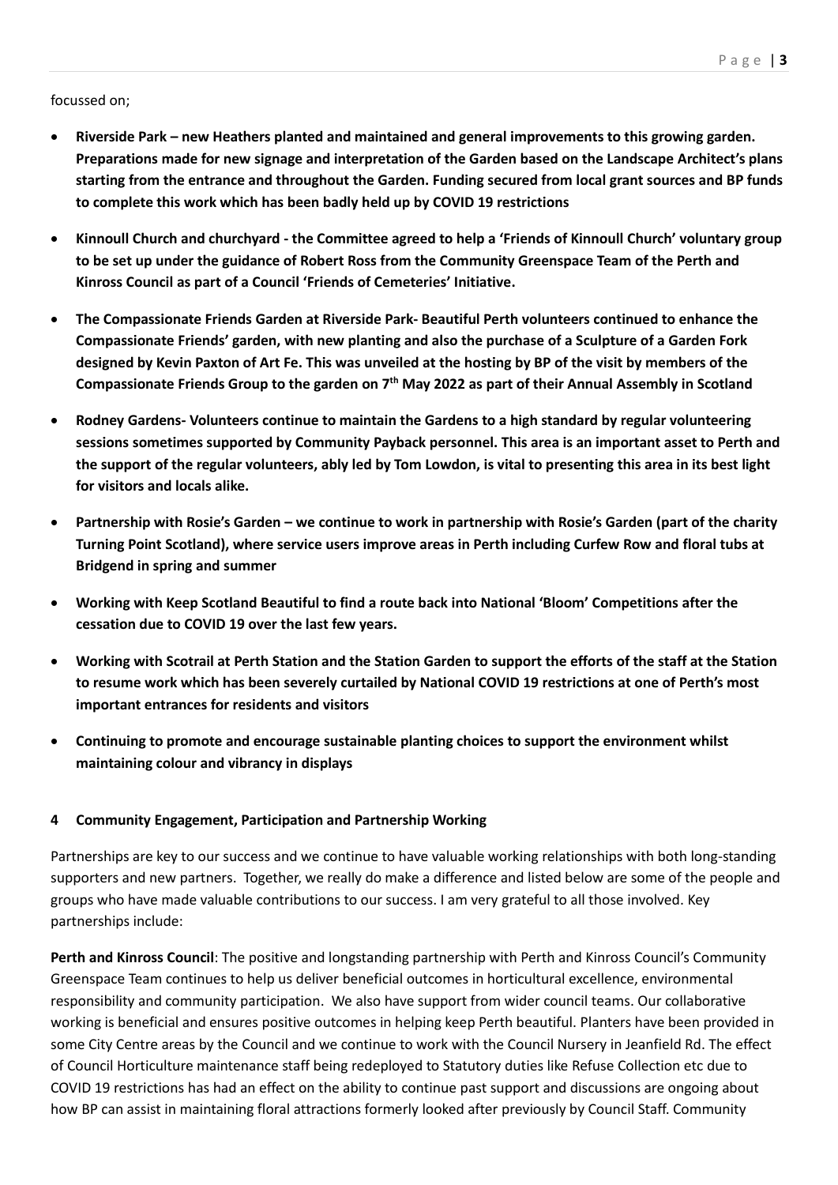focussed on;

- **Riverside Park – new Heathers planted and maintained and general improvements to this growing garden. Preparations made for new signage and interpretation of the Garden based on the Landscape Architect's plans starting from the entrance and throughout the Garden. Funding secured from local grant sources and BP funds to complete this work which has been badly held up by COVID 19 restrictions**

- **Kinnoull Church and churchyard - the Committee agreed to help a 'Friends of Kinnoull Church' voluntary group to be set up under the guidance of Robert Ross from the Community Greenspace Team of the Perth and Kinross Council as part of a Council 'Friends of Cemeteries' Initiative.**

- **The Compassionate Friends Garden at Riverside Park- Beautiful Perth volunteers continued to enhance the Compassionate Friends' garden, with new planting and also the purchase of a Sculpture of a Garden Fork designed by Kevin Paxton of Art Fe. This was unveiled at the hosting by BP of the visit by members of the Compassionate Friends Group to the garden on 7th May 2022 as part of their Annual Assembly in Scotland**

- **Rodney Gardens- Volunteers continue to maintain the Gardens to a high standard by regular volunteering sessions sometimes supported by Community Payback personnel. This area is an important asset to Perth and the support of the regular volunteers, ably led by Tom Lowdon, is vital to presenting this area in its best light for visitors and locals alike.**

- **Partnership with Rosie's Garden – we continue to work in partnership with Rosie's Garden (part of the charity Turning Point Scotland), where service users improve areas in Perth including Curfew Row and floral tubs at Bridgend in spring and summer**

- **Working with Keep Scotland Beautiful to find a route back into National 'Bloom' Competitions after the cessation due to COVID 19 over the last few years.**

- **Working with Scotrail at Perth Station and the Station Garden to support the efforts of the staff at the Station to resume work which has been severely curtailed by National COVID 19 restrictions at one of Perth's most important entrances for residents and visitors**

- **Continuing to promote and encourage sustainable planting choices to support the environment whilst maintaining colour and vibrancy in displays**

## 4 Community Engagement, Participation and Partnership Working

Partnerships are key to our success and we continue to have valuable working relationships with both long-standing supporters and new partners. Together, we really do make a difference and listed below are some of the people and groups who have made valuable contributions to our success. I am very grateful to all those involved. Key partnerships include:

**Perth and Kinross Council**: The positive and longstanding partnership with Perth and Kinross Council's Community Greenspace Team continues to help us deliver beneficial outcomes in horticultural excellence, environmental responsibility and community participation. We also have support from wider council teams. Our collaborative working is beneficial and ensures positive outcomes in helping keep Perth beautiful. Planters have been provided in some City Centre areas by the Council and we continue to work with the Council Nursery in Jeanfield Rd. The effect of Council Horticulture maintenance staff being redeployed to Statutory duties like Refuse Collection etc due to COVID 19 restrictions has had an effect on the ability to continue past support and discussions are ongoing about how BP can assist in maintaining floral attractions formerly looked after previously by Council Staff. Community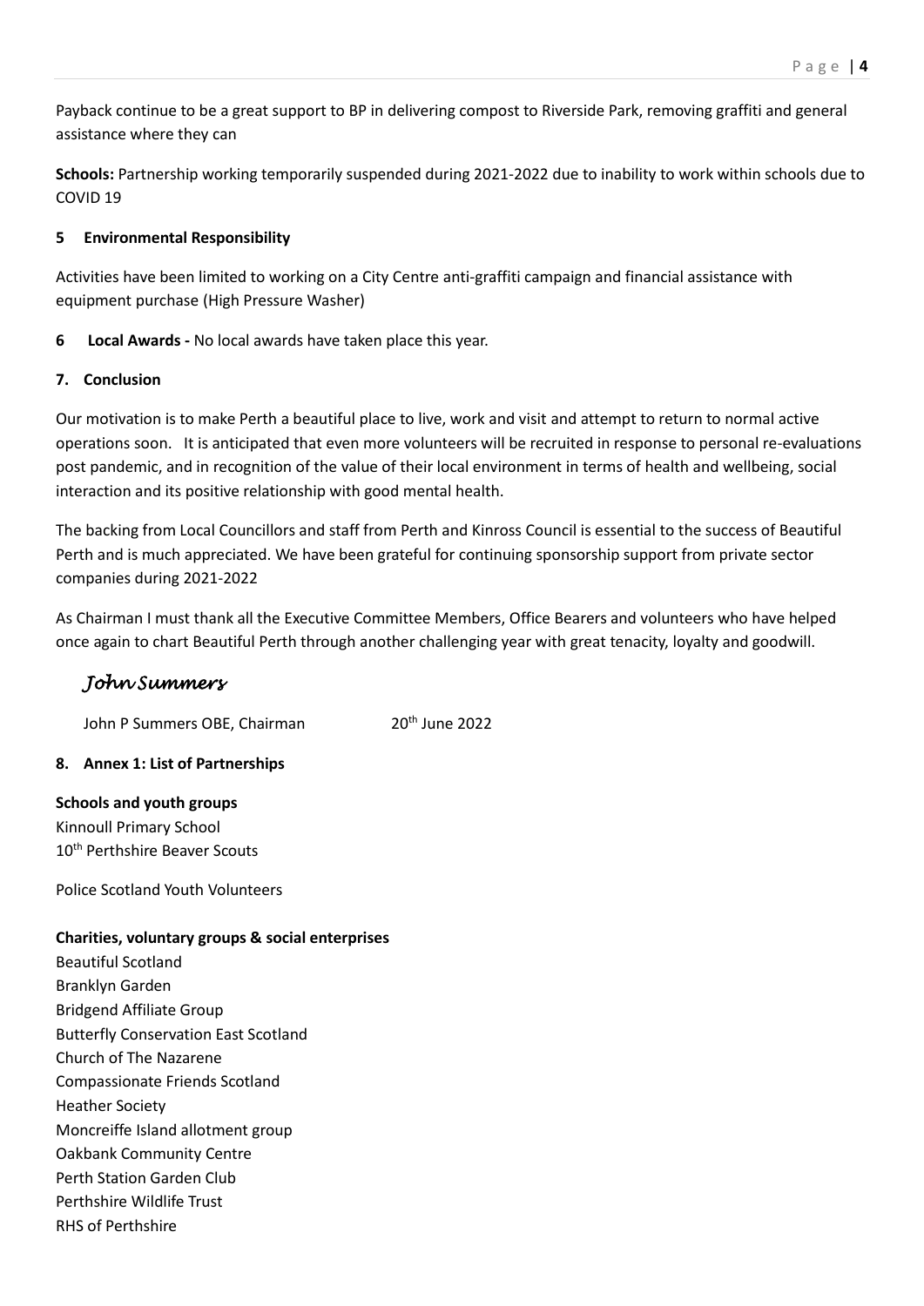Payback continue to be a great support to BP in delivering compost to Riverside Park, removing graffiti and general assistance where they can

**Schools:** Partnership working temporarily suspended during 2021-2022 due to inability to work within schools due to COVID 19

## 5 Environmental Responsibility

Activities have been limited to working on a City Centre anti-graffiti campaign and financial assistance with equipment purchase (High Pressure Washer)

## 6 Local Awards - No local awards have taken place this year.

## 7. Conclusion

Our motivation is to make Perth a beautiful place to live, work and visit and attempt to return to normal active operations soon. It is anticipated that even more volunteers will be recruited in response to personal re-evaluations post pandemic, and in recognition of the value of their local environment in terms of health and wellbeing, social interaction and its positive relationship with good mental health.

The backing from Local Councillors and staff from Perth and Kinross Council is essential to the success of Beautiful Perth and is much appreciated. We have been grateful for continuing sponsorship support from private sector companies during 2021-2022

As Chairman I must thank all the Executive Committee Members, Office Bearers and volunteers who have helped once again to chart Beautiful Perth through another challenging year with great tenacity, loyalty and goodwill.

*John Summers*

John P Summers OBE, Chairman 20th June 2022

## 8. Annex 1: List of Partnerships

**Schools and youth groups**

Kinnoull Primary School
10th Perthshire Beaver Scouts

Police Scotland Youth Volunteers

**Charities, voluntary groups & social enterprises**

Beautiful Scotland
Branklyn Garden
Bridgend Affiliate Group
Butterfly Conservation East Scotland
Church of The Nazarene
Compassionate Friends Scotland
Heather Society
Moncreiffe Island allotment group
Oakbank Community Centre
Perth Station Garden Club
Perthshire Wildlife Trust
RHS of Perthshire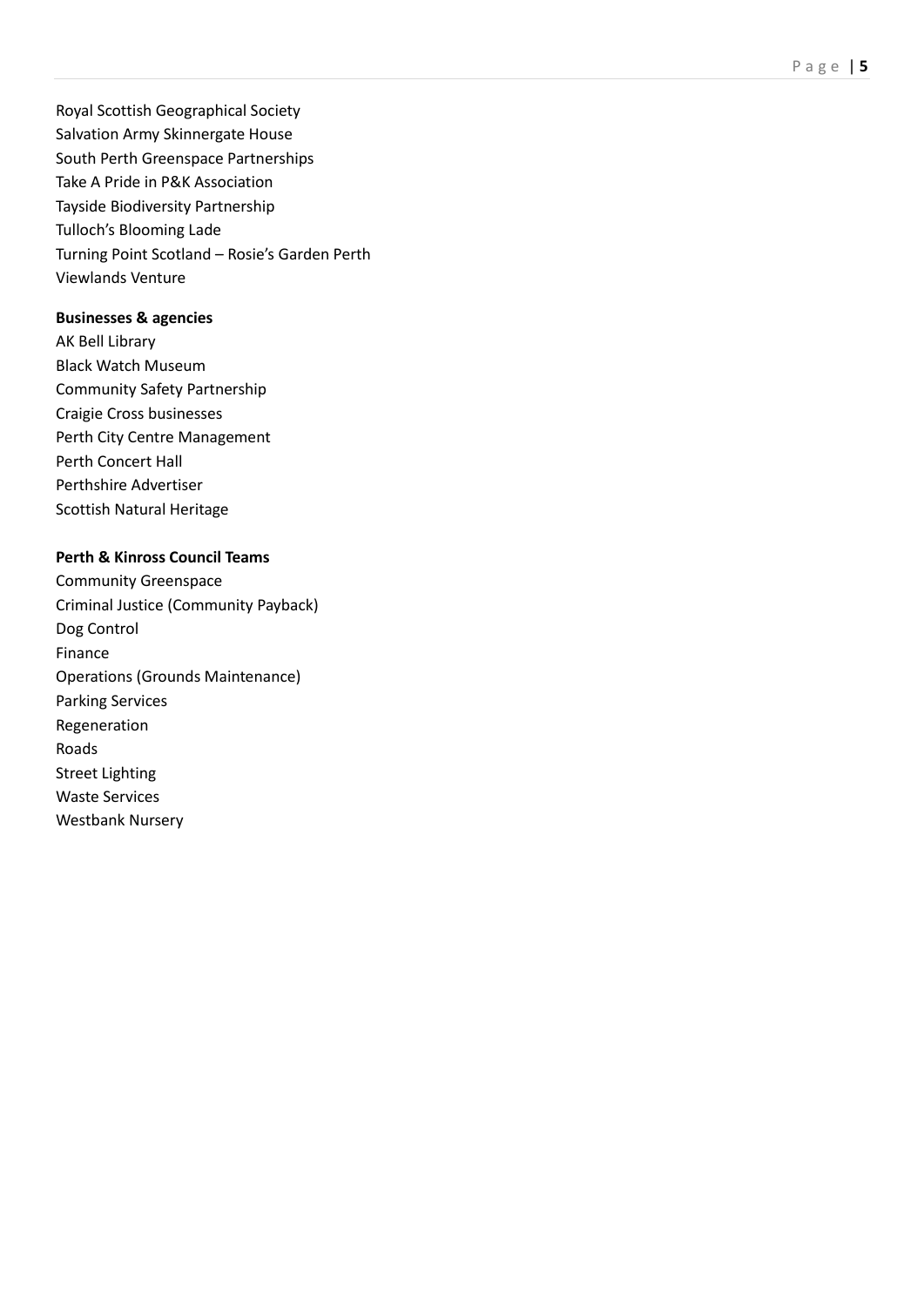Royal Scottish Geographical Society
Salvation Army Skinnergate House
South Perth Greenspace Partnerships
Take A Pride in P&K Association
Tayside Biodiversity Partnership
Tulloch's Blooming Lade
Turning Point Scotland – Rosie's Garden Perth
Viewlands Venture

**Businesses & agencies**

AK Bell Library
Black Watch Museum
Community Safety Partnership
Craigie Cross businesses
Perth City Centre Management
Perth Concert Hall
Perthshire Advertiser
Scottish Natural Heritage

**Perth & Kinross Council Teams**

Community Greenspace
Criminal Justice (Community Payback)
Dog Control
Finance
Operations (Grounds Maintenance)
Parking Services
Regeneration
Roads
Street Lighting
Waste Services
Westbank Nursery